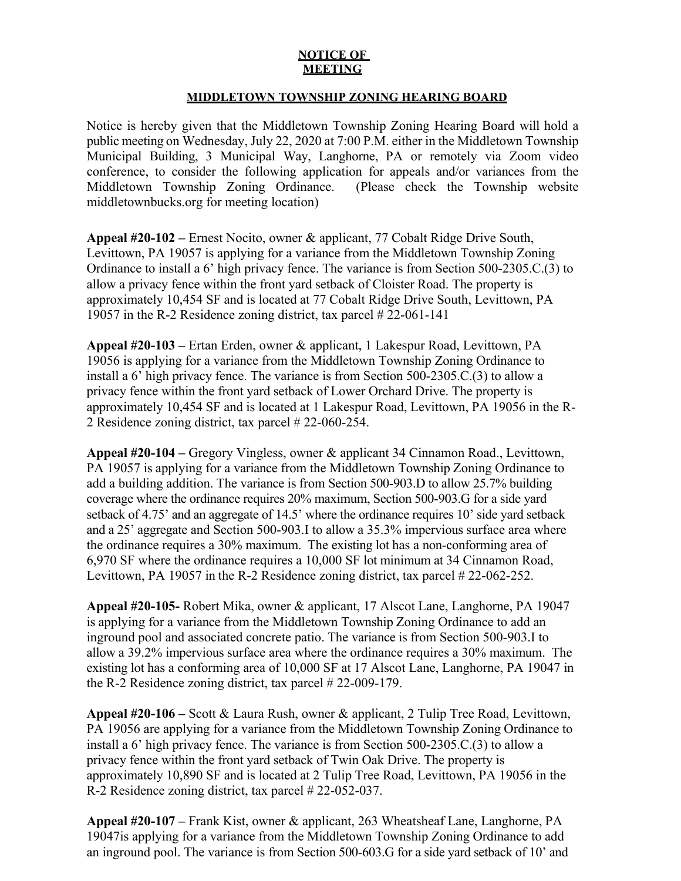**NOTICE OF MEETING**

**MIDDLETOWN TOWNSHIP ZONING HEARING BOARD**

Notice is hereby given that the Middletown Township Zoning Hearing Board will hold a public meeting on Wednesday, July 22, 2020 at 7:00 P.M. either in the Middletown Township Municipal Building, 3 Municipal Way, Langhorne, PA or remotely via Zoom video conference, to consider the following application for appeals and/or variances from the Middletown Township Zoning Ordinance. (Please check the Township website middletownbucks.org for meeting location)

**Appeal #20-102 –** Ernest Nocito, owner & applicant, 77 Cobalt Ridge Drive South, Levittown, PA 19057 is applying for a variance from the Middletown Township Zoning Ordinance to install a 6' high privacy fence. The variance is from Section 500-2305.C.(3) to allow a privacy fence within the front yard setback of Cloister Road. The property is approximately 10,454 SF and is located at 77 Cobalt Ridge Drive South, Levittown, PA 19057 in the R-2 Residence zoning district, tax parcel # 22-061-141

**Appeal #20-103 –** Ertan Erden, owner & applicant, 1 Lakespur Road, Levittown, PA 19056 is applying for a variance from the Middletown Township Zoning Ordinance to install a 6' high privacy fence. The variance is from Section 500-2305.C.(3) to allow a privacy fence within the front yard setback of Lower Orchard Drive. The property is approximately 10,454 SF and is located at 1 Lakespur Road, Levittown, PA 19056 in the R-2 Residence zoning district, tax parcel # 22-060-254.

**Appeal #20-104 –** Gregory Vingless, owner & applicant 34 Cinnamon Road., Levittown, PA 19057 is applying for a variance from the Middletown Township Zoning Ordinance to add a building addition. The variance is from Section 500-903.D to allow 25.7% building coverage where the ordinance requires 20% maximum, Section 500-903.G for a side yard setback of 4.75' and an aggregate of 14.5' where the ordinance requires 10' side yard setback and a 25' aggregate and Section 500-903.I to allow a 35.3% impervious surface area where the ordinance requires a 30% maximum. The existing lot has a non-conforming area of 6,970 SF where the ordinance requires a 10,000 SF lot minimum at 34 Cinnamon Road, Levittown, PA 19057 in the R-2 Residence zoning district, tax parcel # 22-062-252.

**Appeal #20-105-** Robert Mika, owner & applicant, 17 Alscot Lane, Langhorne, PA 19047 is applying for a variance from the Middletown Township Zoning Ordinance to add an inground pool and associated concrete patio. The variance is from Section 500-903.I to allow a 39.2% impervious surface area where the ordinance requires a 30% maximum. The existing lot has a conforming area of 10,000 SF at 17 Alscot Lane, Langhorne, PA 19047 in the R-2 Residence zoning district, tax parcel # 22-009-179.

**Appeal #20-106 –** Scott & Laura Rush, owner & applicant, 2 Tulip Tree Road, Levittown, PA 19056 are applying for a variance from the Middletown Township Zoning Ordinance to install a 6' high privacy fence. The variance is from Section 500-2305.C.(3) to allow a privacy fence within the front yard setback of Twin Oak Drive. The property is approximately 10,890 SF and is located at 2 Tulip Tree Road, Levittown, PA 19056 in the R-2 Residence zoning district, tax parcel # 22-052-037.

**Appeal #20-107 –** Frank Kist, owner & applicant, 263 Wheatsheaf Lane, Langhorne, PA 19047is applying for a variance from the Middletown Township Zoning Ordinance to add an inground pool. The variance is from Section 500-603.G for a side yard setback of 10' and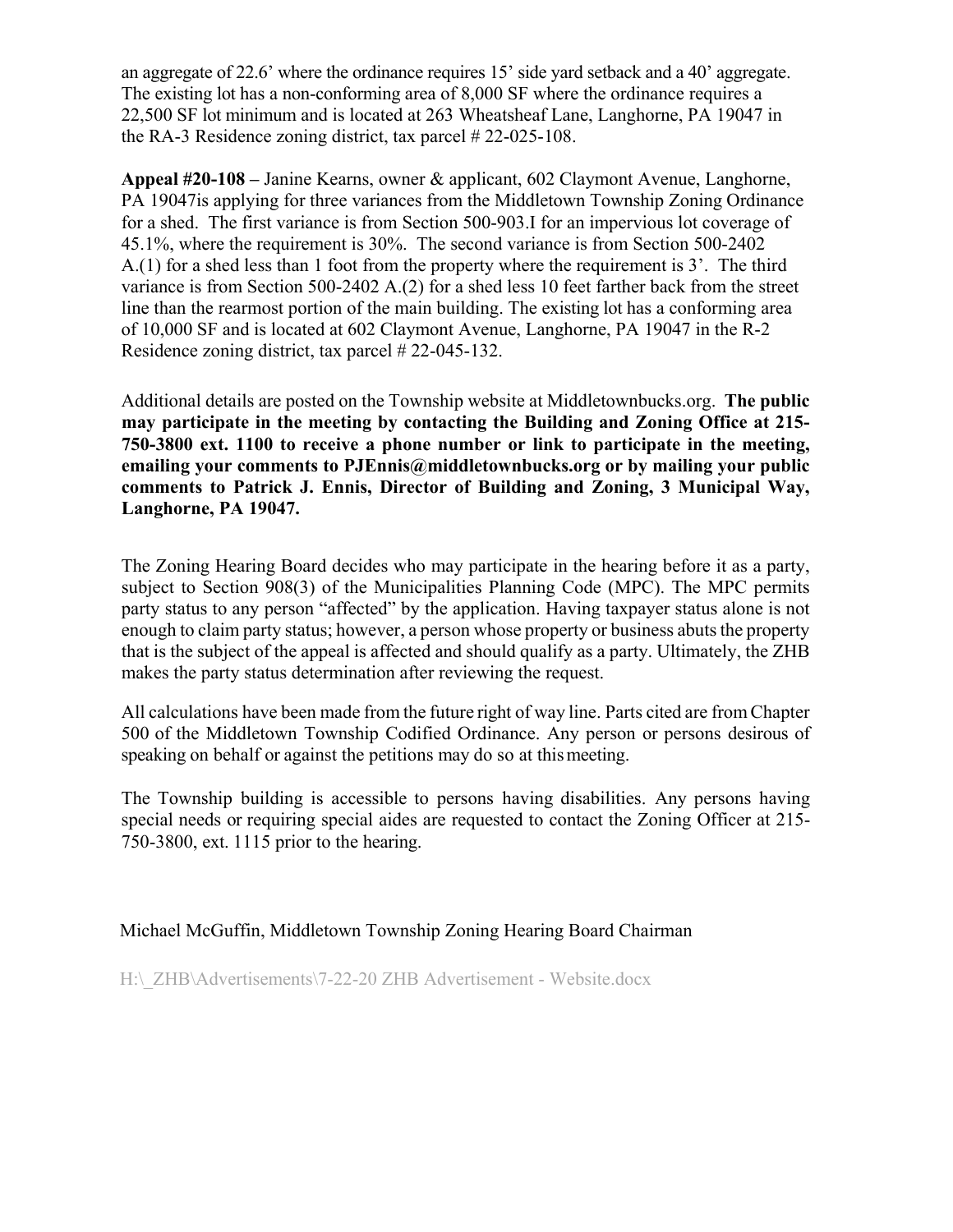an aggregate of 22.6' where the ordinance requires 15' side yard setback and a 40' aggregate. The existing lot has a non-conforming area of 8,000 SF where the ordinance requires a 22,500 SF lot minimum and is located at 263 Wheatsheaf Lane, Langhorne, PA 19047 in the RA-3 Residence zoning district, tax parcel # 22-025-108.

**Appeal #20-108 –** Janine Kearns, owner & applicant, 602 Claymont Avenue, Langhorne, PA 19047is applying for three variances from the Middletown Township Zoning Ordinance for a shed. The first variance is from Section 500-903.I for an impervious lot coverage of 45.1%, where the requirement is 30%. The second variance is from Section 500-2402 A.(1) for a shed less than 1 foot from the property where the requirement is 3'. The third variance is from Section 500-2402 A.(2) for a shed less 10 feet farther back from the street line than the rearmost portion of the main building. The existing lot has a conforming area of 10,000 SF and is located at 602 Claymont Avenue, Langhorne, PA 19047 in the R-2 Residence zoning district, tax parcel # 22-045-132.

Additional details are posted on the Township website at Middletownbucks.org. **The public may participate in the meeting by contacting the Building and Zoning Office at 215-750-3800 ext. 1100 to receive a phone number or link to participate in the meeting, emailing your comments to PJEnnis@middletownbucks.org or by mailing your public comments to Patrick J. Ennis, Director of Building and Zoning, 3 Municipal Way, Langhorne, PA 19047.**

The Zoning Hearing Board decides who may participate in the hearing before it as a party, subject to Section 908(3) of the Municipalities Planning Code (MPC). The MPC permits party status to any person "affected" by the application. Having taxpayer status alone is not enough to claim party status; however, a person whose property or business abuts the property that is the subject of the appeal is affected and should qualify as a party. Ultimately, the ZHB makes the party status determination after reviewing the request.

All calculations have been made from the future right of way line. Parts cited are from Chapter 500 of the Middletown Township Codified Ordinance. Any person or persons desirous of speaking on behalf or against the petitions may do so at this meeting.

The Township building is accessible to persons having disabilities. Any persons having special needs or requiring special aides are requested to contact the Zoning Officer at 215-750-3800, ext. 1115 prior to the hearing.

Michael McGuffin, Middletown Township Zoning Hearing Board Chairman

H:\_ZHB\Advertisements\7-22-20 ZHB Advertisement - Website.docx